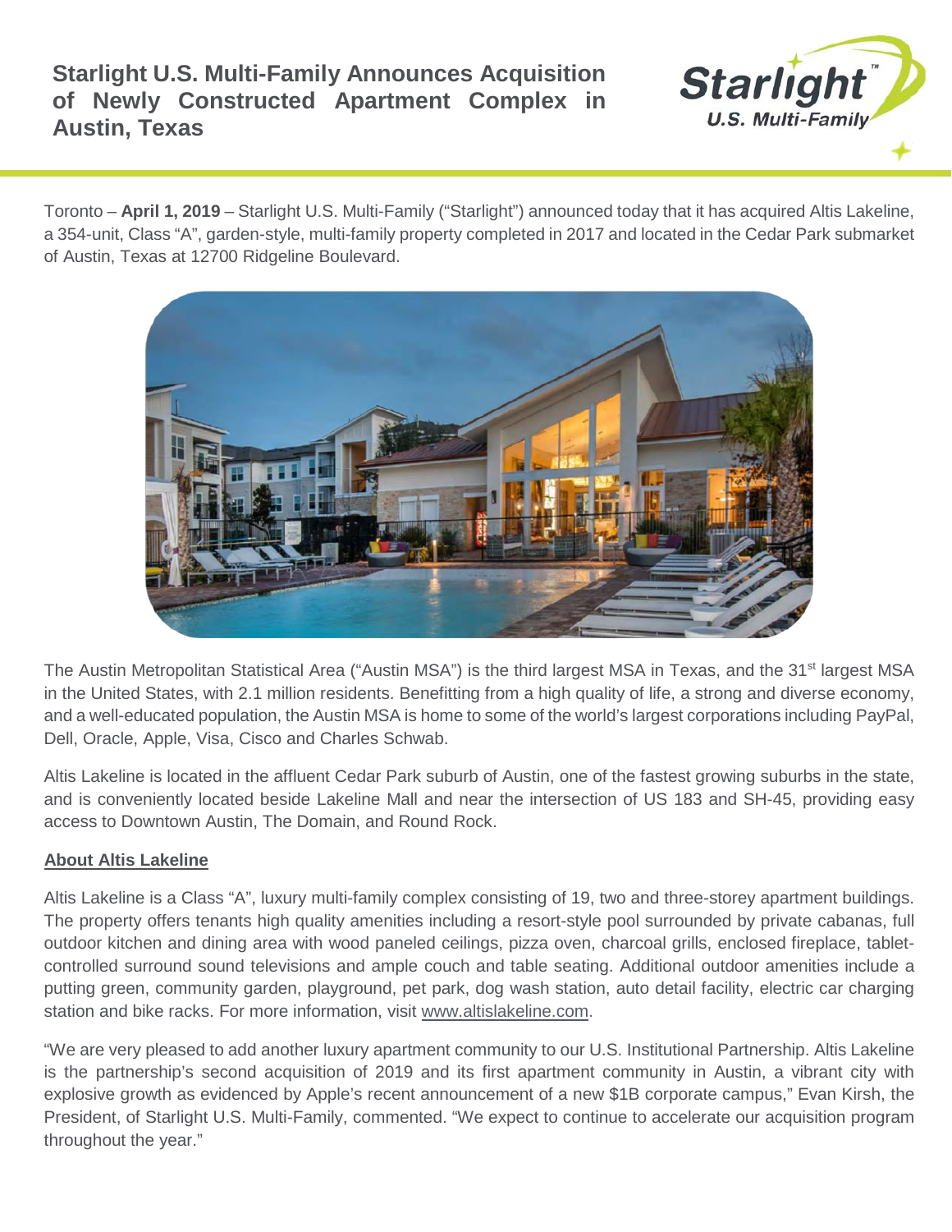# Starlight U.S. Multi-Family Announces Acquisition of Newly Constructed Apartment Complex in Austin, Texas

Toronto – **April 1, 2019** – Starlight U.S. Multi-Family ("Starlight") announced today that it has acquired Altis Lakeline, a 354-unit, Class "A", garden-style, multi-family property completed in 2017 and located in the Cedar Park submarket of Austin, Texas at 12700 Ridgeline Boulevard.

The Austin Metropolitan Statistical Area ("Austin MSA") is the third largest MSA in Texas, and the 31st largest MSA in the United States, with 2.1 million residents. Benefitting from a high quality of life, a strong and diverse economy, and a well-educated population, the Austin MSA is home to some of the world's largest corporations including PayPal, Dell, Oracle, Apple, Visa, Cisco and Charles Schwab.

Altis Lakeline is located in the affluent Cedar Park suburb of Austin, one of the fastest growing suburbs in the state, and is conveniently located beside Lakeline Mall and near the intersection of US 183 and SH-45, providing easy access to Downtown Austin, The Domain, and Round Rock.

## About Altis Lakeline

Altis Lakeline is a Class "A", luxury multi-family complex consisting of 19, two and three-storey apartment buildings. The property offers tenants high quality amenities including a resort-style pool surrounded by private cabanas, full outdoor kitchen and dining area with wood paneled ceilings, pizza oven, charcoal grills, enclosed fireplace, tablet-controlled surround sound televisions and ample couch and table seating. Additional outdoor amenities include a putting green, community garden, playground, pet park, dog wash station, auto detail facility, electric car charging station and bike racks. For more information, visit www.altislakeline.com.

"We are very pleased to add another luxury apartment community to our U.S. Institutional Partnership. Altis Lakeline is the partnership's second acquisition of 2019 and its first apartment community in Austin, a vibrant city with explosive growth as evidenced by Apple's recent announcement of a new $1B corporate campus," Evan Kirsh, the President, of Starlight U.S. Multi-Family, commented. "We expect to continue to accelerate our acquisition program throughout the year."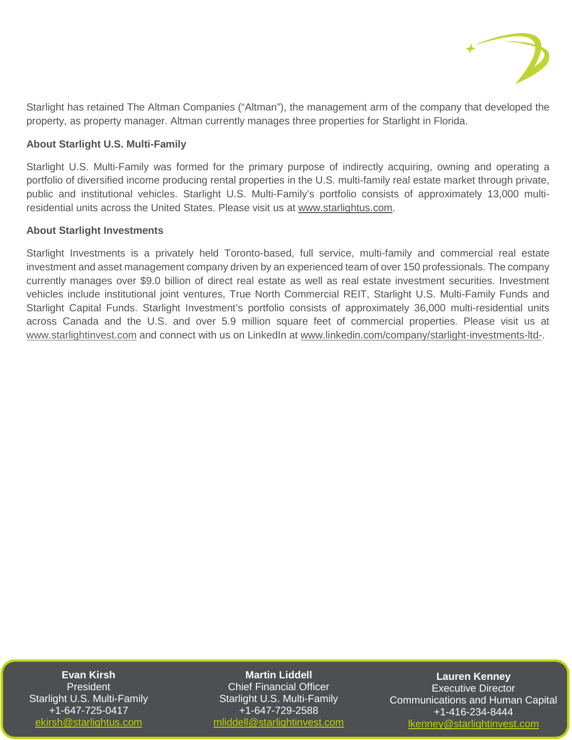Starlight has retained The Altman Companies ("Altman"), the management arm of the company that developed the property, as property manager. Altman currently manages three properties for Starlight in Florida.

**About Starlight U.S. Multi-Family**

Starlight U.S. Multi-Family was formed for the primary purpose of indirectly acquiring, owning and operating a portfolio of diversified income producing rental properties in the U.S. multi-family real estate market through private, public and institutional vehicles. Starlight U.S. Multi-Family's portfolio consists of approximately 13,000 multi-residential units across the United States. Please visit us at www.starlightus.com.

**About Starlight Investments**

Starlight Investments is a privately held Toronto-based, full service, multi-family and commercial real estate investment and asset management company driven by an experienced team of over 150 professionals. The company currently manages over $9.0 billion of direct real estate as well as real estate investment securities. Investment vehicles include institutional joint ventures, True North Commercial REIT, Starlight U.S. Multi-Family Funds and Starlight Capital Funds. Starlight Investment's portfolio consists of approximately 36,000 multi-residential units across Canada and the U.S. and over 5.9 million square feet of commercial properties. Please visit us at www.starlightinvest.com and connect with us on LinkedIn at www.linkedin.com/company/starlight-investments-ltd-.

| | | |
|---|---|---|
| **Evan Kirsh** | **Martin Liddell** | **Lauren Kenney** |
| President | Chief Financial Officer | Executive Director |
| Starlight U.S. Multi-Family | Starlight U.S. Multi-Family | Communications and Human Capital |
| +1-647-725-0417 | +1-647-729-2588 | +1-416-234-8444 |
| ekirsh@starlightus.com | mliddell@starlightinvest.com | lkenney@starlightinvest.com |